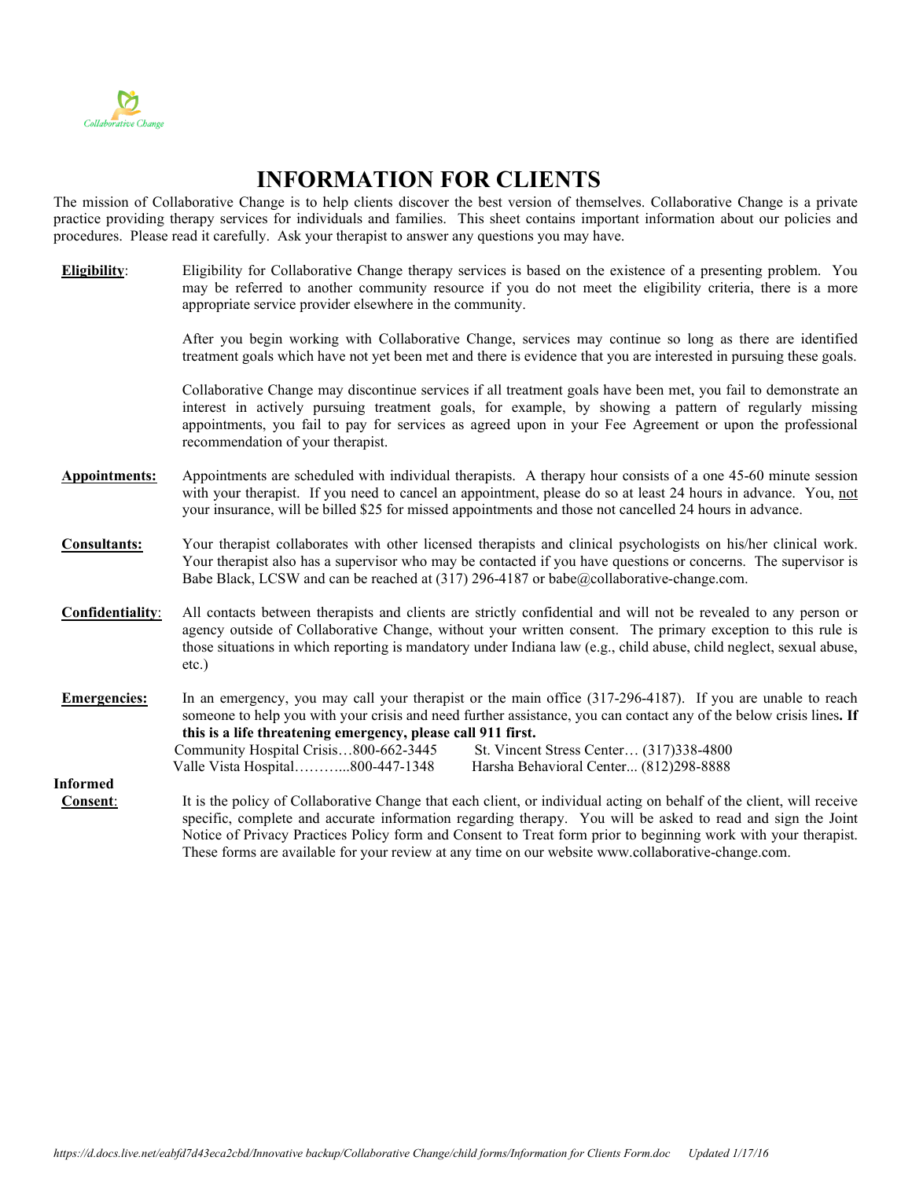Collaborative Change

# INFORMATION FOR CLIENTS

The mission of Collaborative Change is to help clients discover the best version of themselves. Collaborative Change is a private practice providing therapy services for individuals and families. This sheet contains important information about our policies and procedures. Please read it carefully. Ask your therapist to answer any questions you may have.

**Eligibility**: Eligibility for Collaborative Change therapy services is based on the existence of a presenting problem. You may be referred to another community resource if you do not meet the eligibility criteria, there is a more appropriate service provider elsewhere in the community.

After you begin working with Collaborative Change, services may continue so long as there are identified treatment goals which have not yet been met and there is evidence that you are interested in pursuing these goals.

Collaborative Change may discontinue services if all treatment goals have been met, you fail to demonstrate an interest in actively pursuing treatment goals, for example, by showing a pattern of regularly missing appointments, you fail to pay for services as agreed upon in your Fee Agreement or upon the professional recommendation of your therapist.

**Appointments:** Appointments are scheduled with individual therapists. A therapy hour consists of a one 45-60 minute session with your therapist. If you need to cancel an appointment, please do so at least 24 hours in advance. You, not your insurance, will be billed $25 for missed appointments and those not cancelled 24 hours in advance.

**Consultants:** Your therapist collaborates with other licensed therapists and clinical psychologists on his/her clinical work. Your therapist also has a supervisor who may be contacted if you have questions or concerns. The supervisor is Babe Black, LCSW and can be reached at (317) 296-4187 or babe@collaborative-change.com.

**Confidentiality**: All contacts between therapists and clients are strictly confidential and will not be revealed to any person or agency outside of Collaborative Change, without your written consent. The primary exception to this rule is those situations in which reporting is mandatory under Indiana law (e.g., child abuse, child neglect, sexual abuse, etc.)

**Emergencies:** In an emergency, you may call your therapist or the main office (317-296-4187). If you are unable to reach someone to help you with your crisis and need further assistance, you can contact any of the below crisis lines**. If this is a life threatening emergency, please call 911 first.**

Community Hospital Crisis…800-662-3445
St. Vincent Stress Center… (317)338-4800
Valle Vista Hospital………...800-447-1348
Harsha Behavioral Center... (812)298-8888

**Informed Consent**: It is the policy of Collaborative Change that each client, or individual acting on behalf of the client, will receive specific, complete and accurate information regarding therapy. You will be asked to read and sign the Joint Notice of Privacy Practices Policy form and Consent to Treat form prior to beginning work with your therapist. These forms are available for your review at any time on our website www.collaborative-change.com.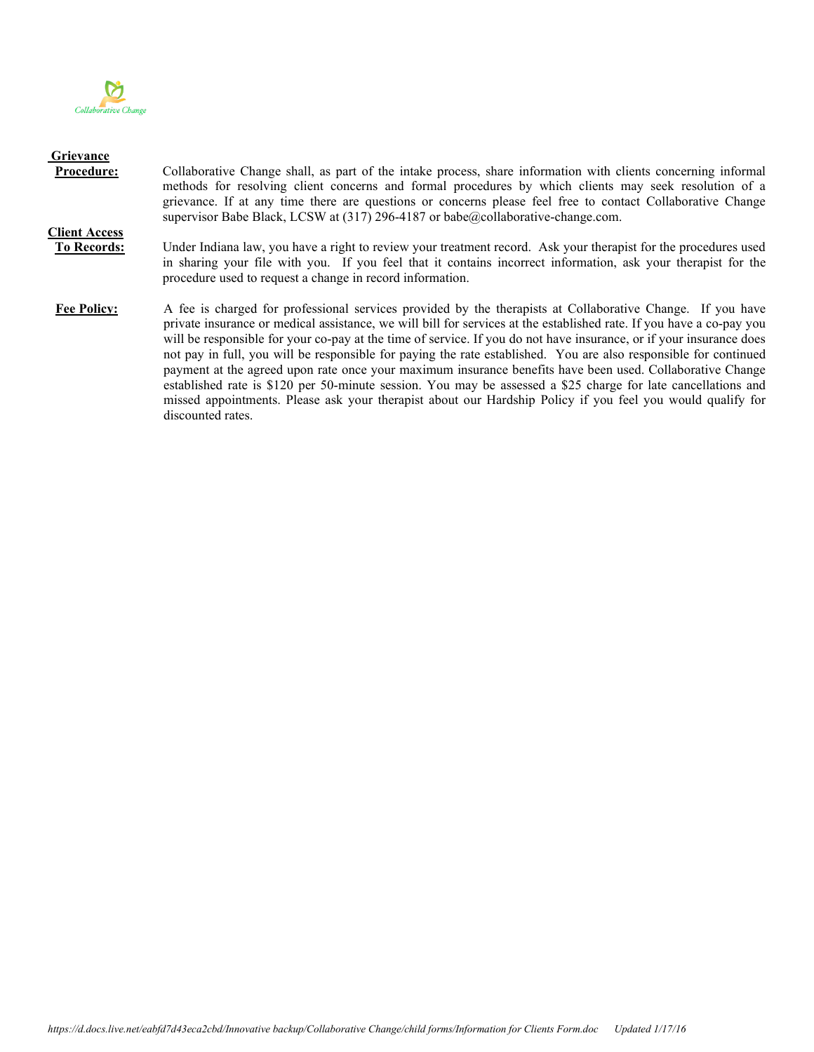Collaborative Change

**Grievance Procedure:** Collaborative Change shall, as part of the intake process, share information with clients concerning informal methods for resolving client concerns and formal procedures by which clients may seek resolution of a grievance. If at any time there are questions or concerns please feel free to contact Collaborative Change supervisor Babe Black, LCSW at (317) 296-4187 or babe@collaborative-change.com.

**Client Access To Records:** Under Indiana law, you have a right to review your treatment record. Ask your therapist for the procedures used in sharing your file with you. If you feel that it contains incorrect information, ask your therapist for the procedure used to request a change in record information.

**Fee Policy:** A fee is charged for professional services provided by the therapists at Collaborative Change. If you have private insurance or medical assistance, we will bill for services at the established rate. If you have a co-pay you will be responsible for your co-pay at the time of service. If you do not have insurance, or if your insurance does not pay in full, you will be responsible for paying the rate established. You are also responsible for continued payment at the agreed upon rate once your maximum insurance benefits have been used. Collaborative Change established rate is $120 per 50-minute session. You may be assessed a $25 charge for late cancellations and missed appointments. Please ask your therapist about our Hardship Policy if you feel you would qualify for discounted rates.